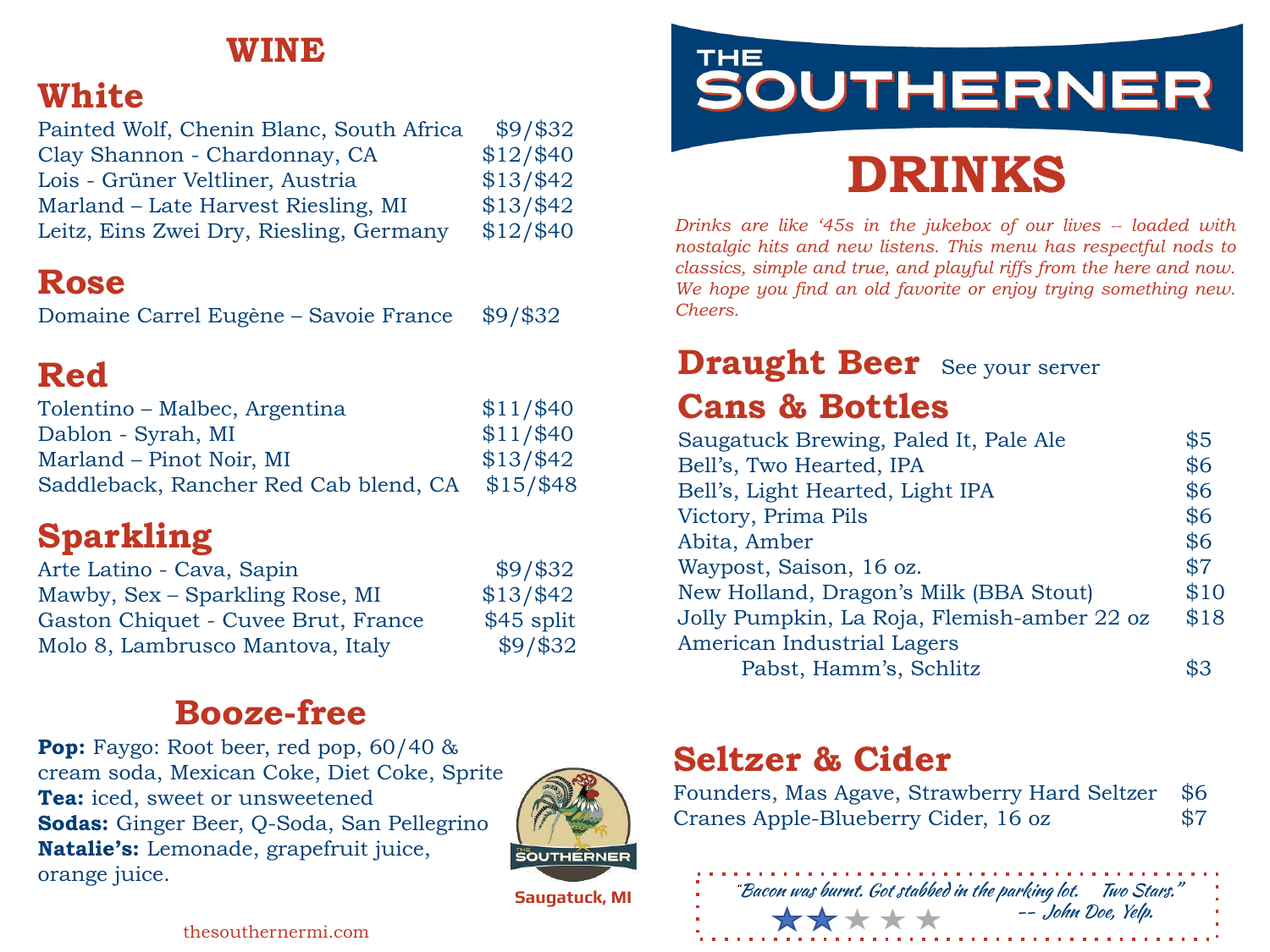# WINE

## White

| | |
|---|---|
| Painted Wolf, Chenin Blanc, South Africa | $9/$32 |
| Clay Shannon - Chardonnay, CA | $12/$40 |
| Lois - Grüner Veltliner, Austria | $13/$42 |
| Marland – Late Harvest Riesling, MI | $13/$42 |
| Leitz, Eins Zwei Dry, Riesling, Germany | $12/$40 |

## Rose

| | |
|---|---|
| Domaine Carrel Eugène – Savoie France | $9/$32 |

## Red

| | |
|---|---|
| Tolentino – Malbec, Argentina | $11/$40 |
| Dablon - Syrah, MI | $11/$40 |
| Marland – Pinot Noir, MI | $13/$42 |
| Saddleback, Rancher Red Cab blend, CA | $15/$48 |

## Sparkling

| | |
|---|---|
| Arte Latino - Cava, Sapin | $9/$32 |
| Mawby, Sex – Sparkling Rose, MI | $13/$42 |
| Gaston Chiquet - Cuvee Brut, France | $45 split |
| Molo 8, Lambrusco Mantova, Italy | $9/$32 |

## Booze-free

**Pop:** Faygo: Root beer, red pop, 60/40 & cream soda, Mexican Coke, Diet Coke, Sprite
**Tea:** iced, sweet or unsweetened
**Sodas:** Ginger Beer, Q-Soda, San Pellegrino
**Natalie's:** Lemonade, grapefruit juice, orange juice.

THE SOUTHERNER

Saugatuck, MI

thesouthernermi.com

# THE SOUTHERNER

# DRINKS

*Drinks are like '45s in the jukebox of our lives -- loaded with nostalgic hits and new listens. This menu has respectful nods to classics, simple and true, and playful riffs from the here and now. We hope you find an old favorite or enjoy trying something new. Cheers.*

## Draught Beer

See your server

## Cans & Bottles

| | |
|---|---|
| Saugatuck Brewing, Paled It, Pale Ale | $5 |
| Bell's, Two Hearted, IPA | $6 |
| Bell's, Light Hearted, Light IPA | $6 |
| Victory, Prima Pils | $6 |
| Abita, Amber | $6 |
| Waypost, Saison, 16 oz. | $7 |
| New Holland, Dragon's Milk (BBA Stout) | $10 |
| Jolly Pumpkin, La Roja, Flemish-amber 22 oz | $18 |
| American Industrial Lagers | |
| Pabst, Hamm's, Schlitz | $3 |

## Seltzer & Cider

| | |
|---|---|
| Founders, Mas Agave, Strawberry Hard Seltzer | $6 |
| Cranes Apple-Blueberry Cider, 16 oz | $7 |

*"Bacon was burnt. Got stabbed in the parking lot. Two Stars."*
*-- John Doe, Yelp.*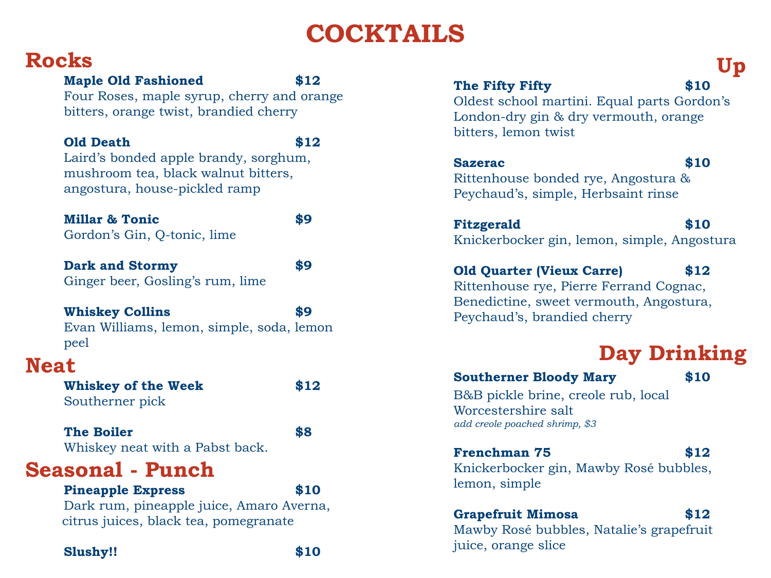# COCKTAILS

## Rocks

**Maple Old Fashioned** **$12**
Four Roses, maple syrup, cherry and orange bitters, orange twist, brandied cherry

**Old Death** **$12**
Laird's bonded apple brandy, sorghum, mushroom tea, black walnut bitters, angostura, house-pickled ramp

**Millar & Tonic** **$9**
Gordon's Gin, Q-tonic, lime

**Dark and Stormy** **$9**
Ginger beer, Gosling's rum, lime

**Whiskey Collins** **$9**
Evan Williams, lemon, simple, soda, lemon peel

## Neat

**Whiskey of the Week** **$12**
Southerner pick

**The Boiler** **$8**
Whiskey neat with a Pabst back.

## Seasonal - Punch

**Pineapple Express** **$10**
Dark rum, pineapple juice, Amaro Averna, citrus juices, black tea, pomegranate

**Slushy!!** **$10**

## Up

**The Fifty Fifty** **$10**
Oldest school martini. Equal parts Gordon's London-dry gin & dry vermouth, orange bitters, lemon twist

**Sazerac** **$10**
Rittenhouse bonded rye, Angostura & Peychaud's, simple, Herbsaint rinse

**Fitzgerald** **$10**
Knickerbocker gin, lemon, simple, Angostura

**Old Quarter (Vieux Carre)** **$12**
Rittenhouse rye, Pierre Ferrand Cognac, Benedictine, sweet vermouth, Angostura, Peychaud's, brandied cherry

## Day Drinking

**Southerner Bloody Mary** **$10**
B&B pickle brine, creole rub, local Worcestershire salt
*add creole poached shrimp, $3*

**Frenchman 75** **$12**
Knickerbocker gin, Mawby Rosé bubbles, lemon, simple

**Grapefruit Mimosa** **$12**
Mawby Rosé bubbles, Natalie's grapefruit juice, orange slice